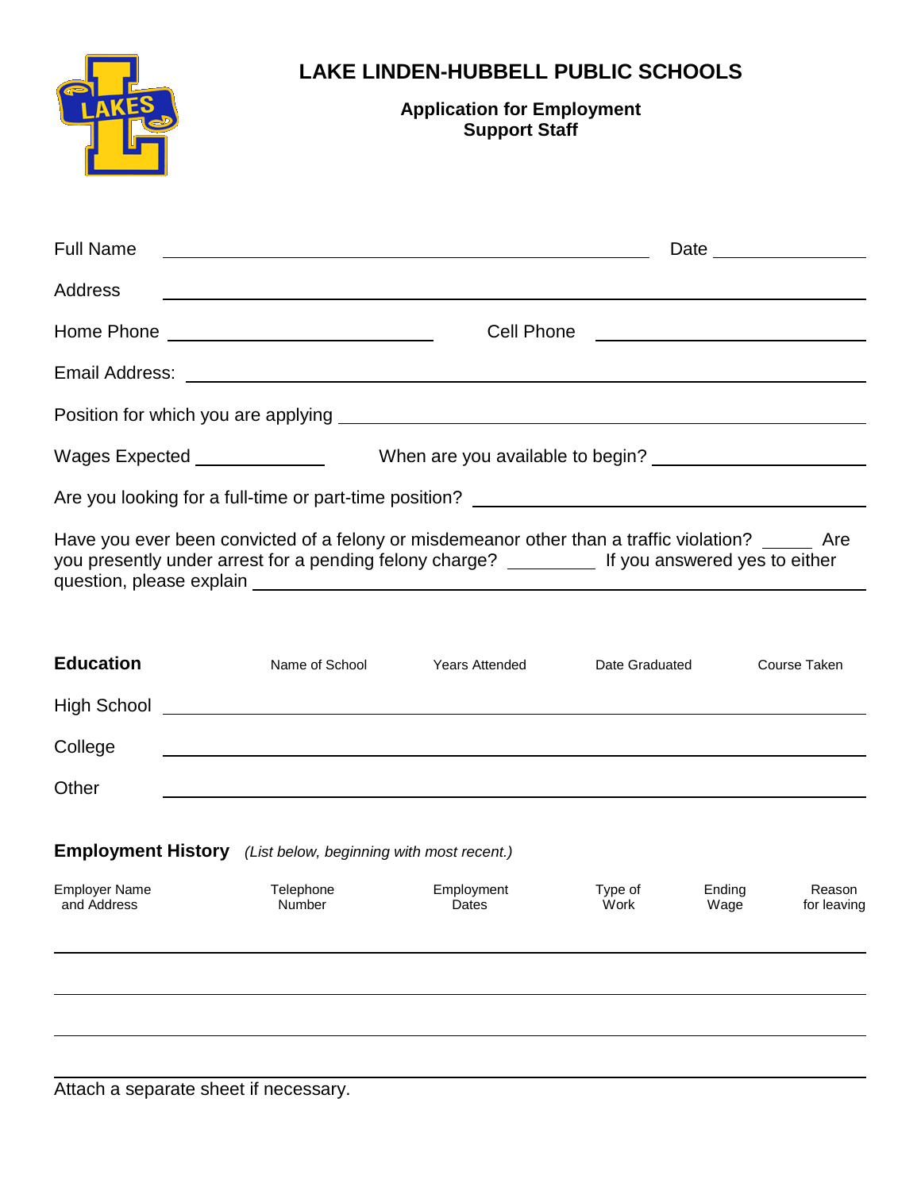# LAKE LINDEN-HUBBELL PUBLIC SCHOOLS

**Application for Employment**
**Support Staff**

Full Name ______________________________ Date ____________

Address ____________________________________________

Home Phone ____________________ Cell Phone ____________________

Email Address: ____________________________________________

Position for which you are applying ______________________________

Wages Expected __________ When are you available to begin? ______________

Are you looking for a full-time or part-time position? ______________________

Have you ever been convicted of a felony or misdemeanor other than a traffic violation? _____ Are you presently under arrest for a pending felony charge? ________ If you answered yes to either question, please explain ______________________________

## Education

| | Name of School | Years Attended | Date Graduated | Course Taken |
|---|---|---|---|---|
| High School | | | | |
| College | | | | |
| Other | | | | |

## Employment History *(List below, beginning with most recent.)*

| Employer Name and Address | Telephone Number | Employment Dates | Type of Work | Ending Wage | Reason for leaving |
|---|---|---|---|---|---|
| | | | | | |
| | | | | | |
| | | | | | |
| | | | | | |

Attach a separate sheet if necessary.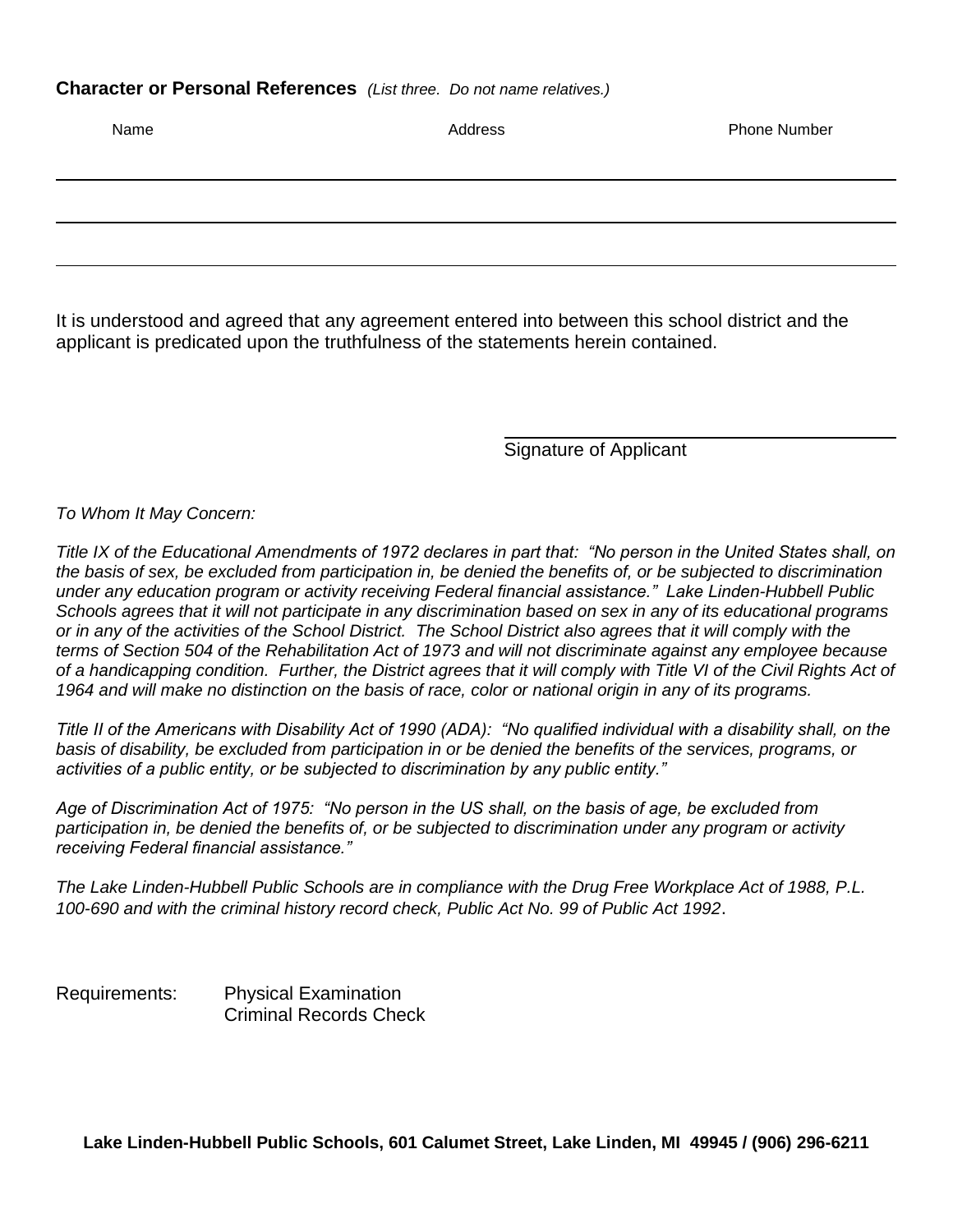**Character or Personal References** *(List three. Do not name relatives.)*

| Name | Address | Phone Number |
| --- | --- | --- |
| | | |
| | | |
| | | |

It is understood and agreed that any agreement entered into between this school district and the applicant is predicated upon the truthfulness of the statements herein contained.

Signature of Applicant

*To Whom It May Concern:*

*Title IX of the Educational Amendments of 1972 declares in part that: "No person in the United States shall, on the basis of sex, be excluded from participation in, be denied the benefits of, or be subjected to discrimination under any education program or activity receiving Federal financial assistance." Lake Linden-Hubbell Public Schools agrees that it will not participate in any discrimination based on sex in any of its educational programs or in any of the activities of the School District. The School District also agrees that it will comply with the terms of Section 504 of the Rehabilitation Act of 1973 and will not discriminate against any employee because of a handicapping condition. Further, the District agrees that it will comply with Title VI of the Civil Rights Act of 1964 and will make no distinction on the basis of race, color or national origin in any of its programs.*

*Title II of the Americans with Disability Act of 1990 (ADA): "No qualified individual with a disability shall, on the basis of disability, be excluded from participation in or be denied the benefits of the services, programs, or activities of a public entity, or be subjected to discrimination by any public entity."*

*Age of Discrimination Act of 1975: "No person in the US shall, on the basis of age, be excluded from participation in, be denied the benefits of, or be subjected to discrimination under any program or activity receiving Federal financial assistance."*

*The Lake Linden-Hubbell Public Schools are in compliance with the Drug Free Workplace Act of 1988, P.L. 100-690 and with the criminal history record check, Public Act No. 99 of Public Act 1992*.

Requirements: Physical Examination
Criminal Records Check

**Lake Linden-Hubbell Public Schools, 601 Calumet Street, Lake Linden, MI 49945 / (906) 296-6211**